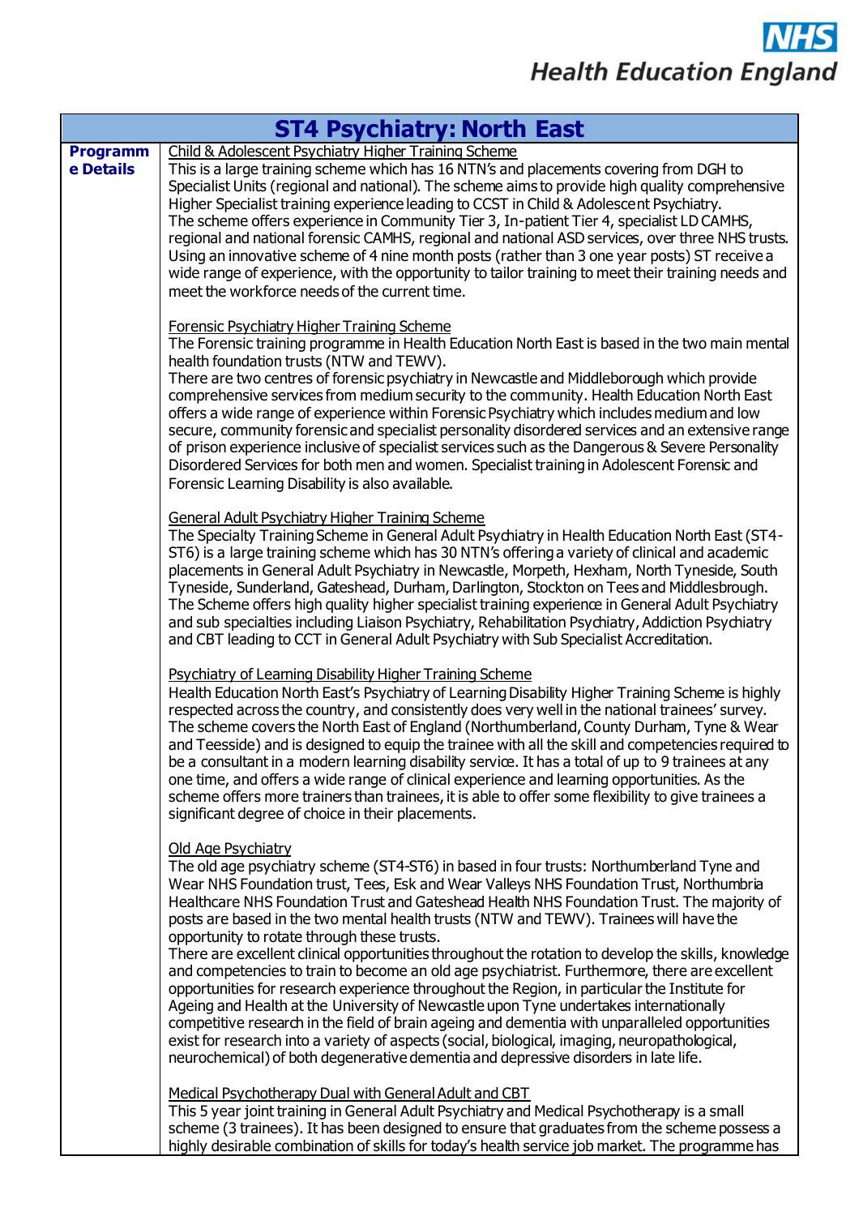NHS
Health Education England

| ST4 Psychiatry: North East | |
|---|---|
| **Programme Details** | <u>Child & Adolescent Psychiatry Higher Training Scheme</u><br>This is a large training scheme which has 16 NTN's and placements covering from DGH to Specialist Units (regional and national). The scheme aims to provide high quality comprehensive Higher Specialist training experience leading to CCST in Child & Adolescent Psychiatry.<br>The scheme offers experience in Community Tier 3, In-patient Tier 4, specialist LD CAMHS, regional and national forensic CAMHS, regional and national ASD services, over three NHS trusts. Using an innovative scheme of 4 nine month posts (rather than 3 one year posts) ST receive a wide range of experience, with the opportunity to tailor training to meet their training needs and meet the workforce needs of the current time.<br><br><u>Forensic Psychiatry Higher Training Scheme</u><br>The Forensic training programme in Health Education North East is based in the two main mental health foundation trusts (NTW and TEWV).<br>There are two centres of forensic psychiatry in Newcastle and Middleborough which provide comprehensive services from medium security to the community. Health Education North East offers a wide range of experience within Forensic Psychiatry which includes medium and low secure, community forensic and specialist personality disordered services and an extensive range of prison experience inclusive of specialist services such as the Dangerous & Severe Personality Disordered Services for both men and women. Specialist training in Adolescent Forensic and Forensic Learning Disability is also available.<br><br><u>General Adult Psychiatry Higher Training Scheme</u><br>The Specialty Training Scheme in General Adult Psychiatry in Health Education North East (ST4-ST6) is a large training scheme which has 30 NTN's offering a variety of clinical and academic placements in General Adult Psychiatry in Newcastle, Morpeth, Hexham, North Tyneside, South Tyneside, Sunderland, Gateshead, Durham, Darlington, Stockton on Tees and Middlesbrough. The Scheme offers high quality higher specialist training experience in General Adult Psychiatry and sub specialties including Liaison Psychiatry, Rehabilitation Psychiatry, Addiction Psychiatry and CBT leading to CCT in General Adult Psychiatry with Sub Specialist Accreditation.<br><br><u>Psychiatry of Learning Disability Higher Training Scheme</u><br>Health Education North East's Psychiatry of Learning Disability Higher Training Scheme is highly respected across the country, and consistently does very well in the national trainees' survey. The scheme covers the North East of England (Northumberland, County Durham, Tyne & Wear and Teesside) and is designed to equip the trainee with all the skill and competencies required to be a consultant in a modern learning disability service. It has a total of up to 9 trainees at any one time, and offers a wide range of clinical experience and learning opportunities. As the scheme offers more trainers than trainees, it is able to offer some flexibility to give trainees a significant degree of choice in their placements.<br><br><u>Old Age Psychiatry</u><br>The old age psychiatry scheme (ST4-ST6) in based in four trusts: Northumberland Tyne and Wear NHS Foundation trust, Tees, Esk and Wear Valleys NHS Foundation Trust, Northumbria Healthcare NHS Foundation Trust and Gateshead Health NHS Foundation Trust. The majority of posts are based in the two mental health trusts (NTW and TEWV). Trainees will have the opportunity to rotate through these trusts.<br>There are excellent clinical opportunities throughout the rotation to develop the skills, knowledge and competencies to train to become an old age psychiatrist. Furthermore, there are excellent opportunities for research experience throughout the Region, in particular the Institute for Ageing and Health at the University of Newcastle upon Tyne undertakes internationally competitive research in the field of brain ageing and dementia with unparalleled opportunities exist for research into a variety of aspects (social, biological, imaging, neuropathological, neurochemical) of both degenerative dementia and depressive disorders in late life.<br><br><u>Medical Psychotherapy Dual with General Adult and CBT</u><br>This 5 year joint training in General Adult Psychiatry and Medical Psychotherapy is a small scheme (3 trainees). It has been designed to ensure that graduates from the scheme possess a highly desirable combination of skills for today's health service job market. The programme has |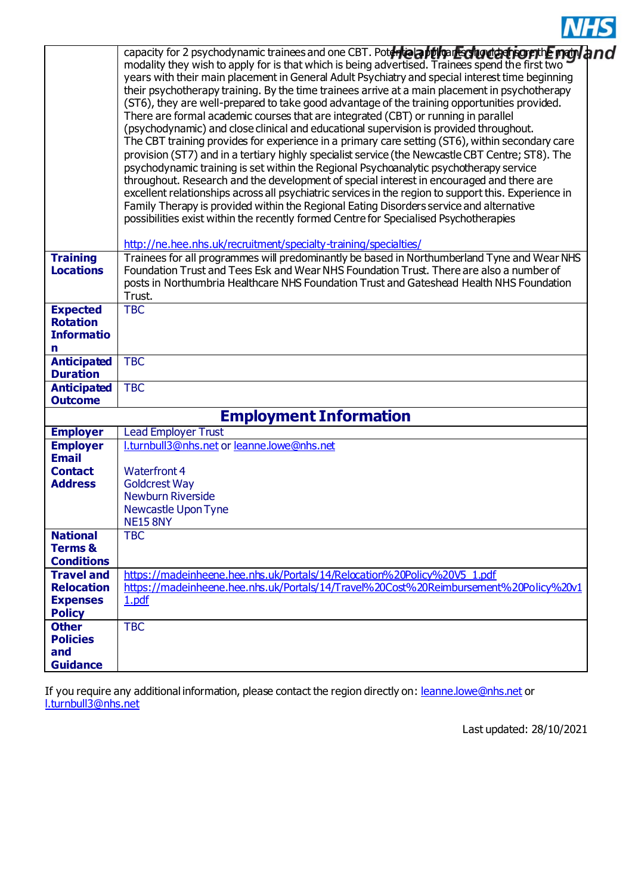| | |
|---|---|
| | capacity for 2 psychodynamic trainees and one CBT. Potential applicants should ensure the main modality they wish to apply for is that which is being advertised. Trainees spend the first two years with their main placement in General Adult Psychiatry and special interest time beginning their psychotherapy training. By the time trainees arrive at a main placement in psychotherapy (ST6), they are well-prepared to take good advantage of the training opportunities provided. There are formal academic courses that are integrated (CBT) or running in parallel (psychodynamic) and close clinical and educational supervision is provided throughout.<br>The CBT training provides for experience in a primary care setting (ST6), within secondary care provision (ST7) and in a tertiary highly specialist service (the Newcastle CBT Centre; ST8). The psychodynamic training is set within the Regional Psychoanalytic psychotherapy service throughout. Research and the development of special interest in encouraged and there are excellent relationships across all psychiatric services in the region to support this. Experience in Family Therapy is provided within the Regional Eating Disorders service and alternative possibilities exist within the recently formed Centre for Specialised Psychotherapies<br><br>http://ne.hee.nhs.uk/recruitment/specialty-training/specialties/ |
| **Training Locations** | Trainees for all programmes will predominantly be based in Northumberland Tyne and Wear NHS Foundation Trust and Tees Esk and Wear NHS Foundation Trust. There are also a number of posts in Northumbria Healthcare NHS Foundation Trust and Gateshead Health NHS Foundation Trust. |
| **Expected Rotation Information** | TBC |
| **Anticipated Duration** | TBC |
| **Anticipated Outcome** | TBC |
| **Employment Information** | |
| **Employer** | Lead Employer Trust |
| **Employer Email Contact Address** | l.turnbull3@nhs.net or leanne.lowe@nhs.net<br><br>Waterfront 4<br>Goldcrest Way<br>Newburn Riverside<br>Newcastle Upon Tyne<br>NE15 8NY |
| **National Terms & Conditions** | TBC |
| **Travel and Relocation Expenses Policy** | https://madeinheene.hee.nhs.uk/Portals/14/Relocation%20Policy%20V5_1.pdf<br>https://madeinheene.hee.nhs.uk/Portals/14/Travel%20Cost%20Reimbursement%20Policy%20v1 1.pdf |
| **Other Policies and Guidance** | TBC |

If you require any additional information, please contact the region directly on: leanne.lowe@nhs.net or l.turnbull3@nhs.net

Last updated: 28/10/2021